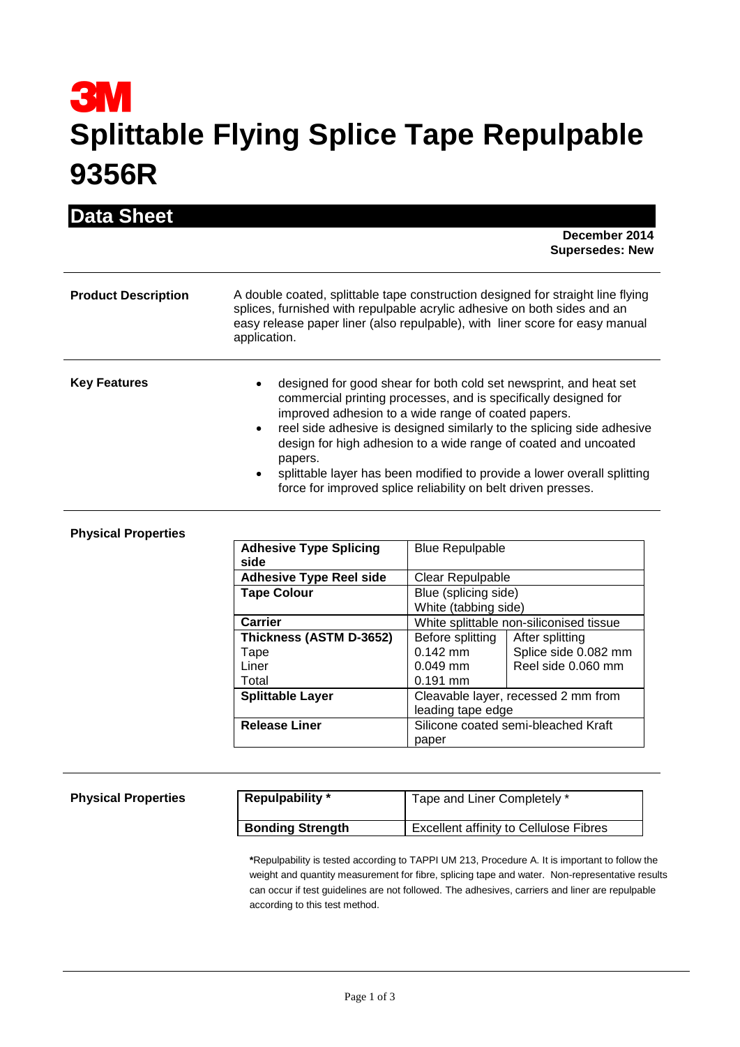# 3M

# Splittable Flying Splice Tape Repulpable 9356R

## Data Sheet

**December 2014**
**Supersedes: New**

**Product Description**

A double coated, splittable tape construction designed for straight line flying splices, furnished with repulpable acrylic adhesive on both sides and an easy release paper liner (also repulpable), with liner score for easy manual application.

**Key Features**

- designed for good shear for both cold set newsprint, and heat set commercial printing processes, and is specifically designed for improved adhesion to a wide range of coated papers.
- reel side adhesive is designed similarly to the splicing side adhesive design for high adhesion to a wide range of coated and uncoated papers.
- splittable layer has been modified to provide a lower overall splitting force for improved splice reliability on belt driven presses.

**Physical Properties**

| Property | | |
|---|---|---|
| **Adhesive Type Splicing side** | Blue Repulpable | |
| **Adhesive Type Reel side** | Clear Repulpable | |
| **Tape Colour** | Blue (splicing side)<br>White (tabbing side) | |
| **Carrier** | White splittable non-siliconised tissue | |
| **Thickness (ASTM D-3652)**<br>Tape<br>Liner<br>Total | Before splitting<br>0.142 mm<br>0.049 mm<br>0.191 mm | After splitting<br>Splice side 0.082 mm<br>Reel side 0.060 mm |
| **Splittable Layer** | Cleavable layer, recessed 2 mm from leading tape edge | |
| **Release Liner** | Silicone coated semi-bleached Kraft paper | |

**Physical Properties**

| Property | |
|---|---|
| **Repulpability \*** | Tape and Liner Completely * |
| **Bonding Strength** | Excellent affinity to Cellulose Fibres |

**\***Repulpability is tested according to TAPPI UM 213, Procedure A. It is important to follow the weight and quantity measurement for fibre, splicing tape and water. Non-representative results can occur if test guidelines are not followed. The adhesives, carriers and liner are repulpable according to this test method.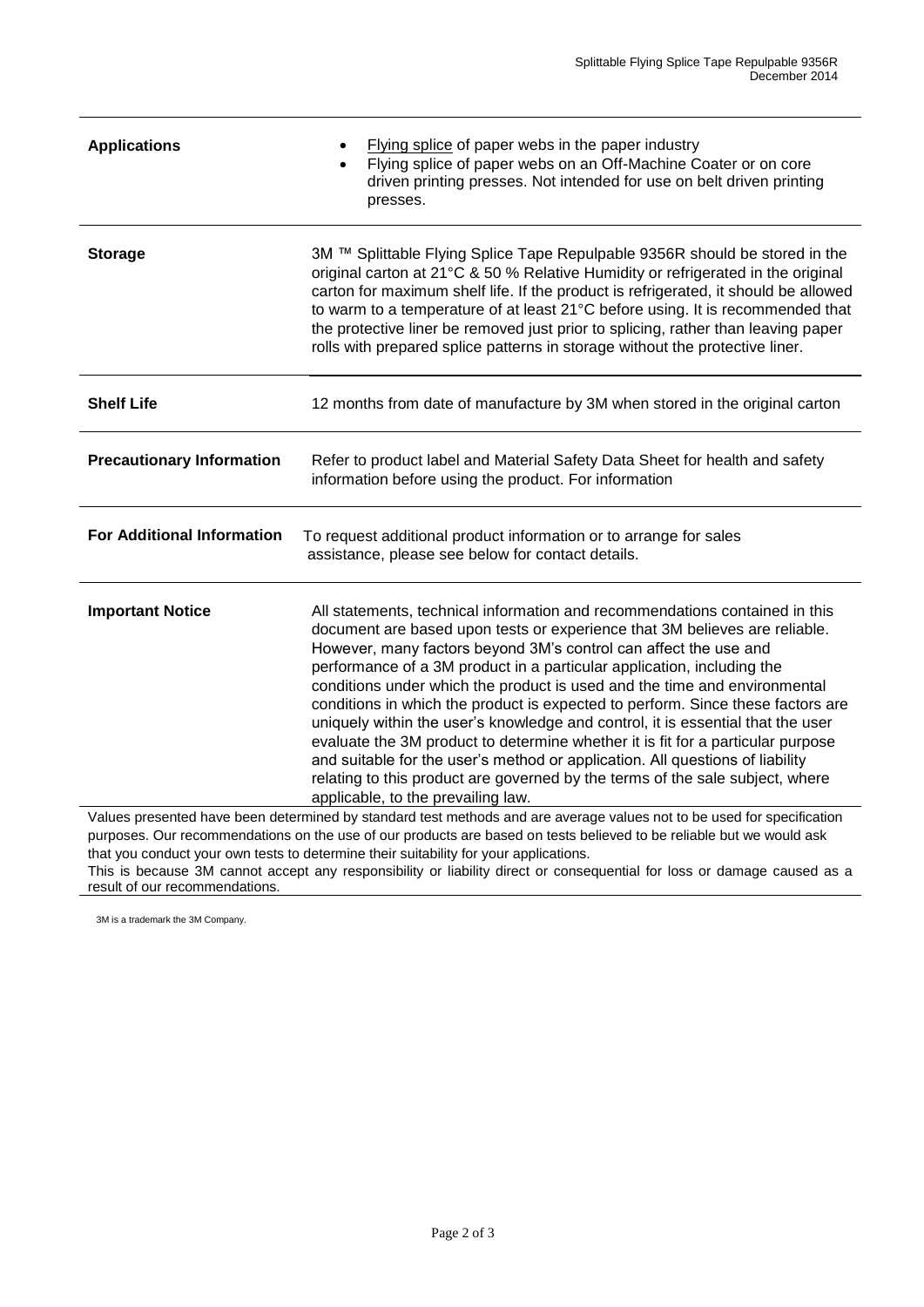| | |
|---|---|
| **Applications** | • Flying splice of paper webs in the paper industry<br>• Flying splice of paper webs on an Off-Machine Coater or on core driven printing presses. Not intended for use on belt driven printing presses. |
| **Storage** | 3M ™ Splittable Flying Splice Tape Repulpable 9356R should be stored in the original carton at 21°C & 50 % Relative Humidity or refrigerated in the original carton for maximum shelf life. If the product is refrigerated, it should be allowed to warm to a temperature of at least 21°C before using. It is recommended that the protective liner be removed just prior to splicing, rather than leaving paper rolls with prepared splice patterns in storage without the protective liner. |
| **Shelf Life** | 12 months from date of manufacture by 3M when stored in the original carton |
| **Precautionary Information** | Refer to product label and Material Safety Data Sheet for health and safety information before using the product. For information |
| **For Additional Information** | To request additional product information or to arrange for sales assistance, please see below for contact details. |
| **Important Notice** | All statements, technical information and recommendations contained in this document are based upon tests or experience that 3M believes are reliable. However, many factors beyond 3M's control can affect the use and performance of a 3M product in a particular application, including the conditions under which the product is used and the time and environmental conditions in which the product is expected to perform. Since these factors are uniquely within the user's knowledge and control, it is essential that the user evaluate the 3M product to determine whether it is fit for a particular purpose and suitable for the user's method or application. All questions of liability relating to this product are governed by the terms of the sale subject, where applicable, to the prevailing law. |

Values presented have been determined by standard test methods and are average values not to be used for specification purposes. Our recommendations on the use of our products are based on tests believed to be reliable but we would ask that you conduct your own tests to determine their suitability for your applications.
This is because 3M cannot accept any responsibility or liability direct or consequential for loss or damage caused as a result of our recommendations.

3M is a trademark the 3M Company.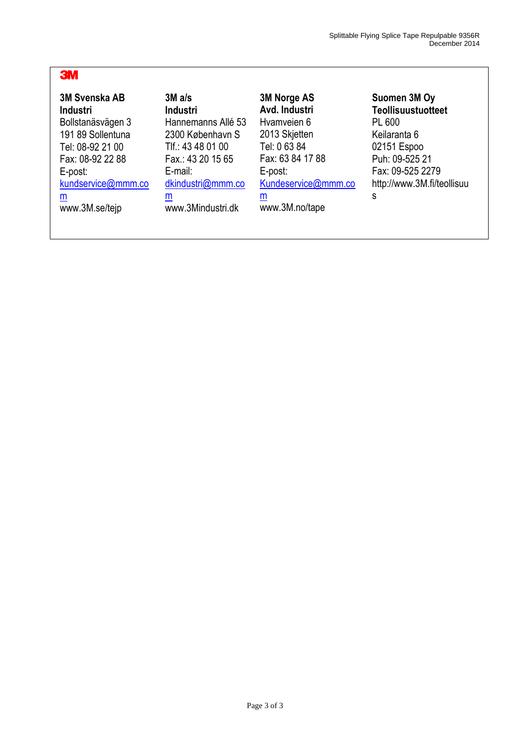**3M**

**3M Svenska AB**
**Industri**
Bollstanäsvägen 3
191 89 Sollentuna
Tel: 08-92 21 00
Fax: 08-92 22 88
E-post:
kundservice@mmm.com
www.3M.se/tejp

**3M a/s**
**Industri**
Hannemanns Allé 53
2300 København S
Tlf.: 43 48 01 00
Fax.: 43 20 15 65
E-mail:
dkindustri@mmm.com
www.3Mindustri.dk

**3M Norge AS**
**Avd. Industri**
Hvamveien 6
2013 Skjetten
Tel: 0 63 84
Fax: 63 84 17 88
E-post:
Kundeservice@mmm.com
www.3M.no/tape

**Suomen 3M Oy**
**Teollisuustuotteet**
PL 600
Keilaranta 6
02151 Espoo
Puh: 09-525 21
Fax: 09-525 2279
http://www.3M.fi/teollisuus